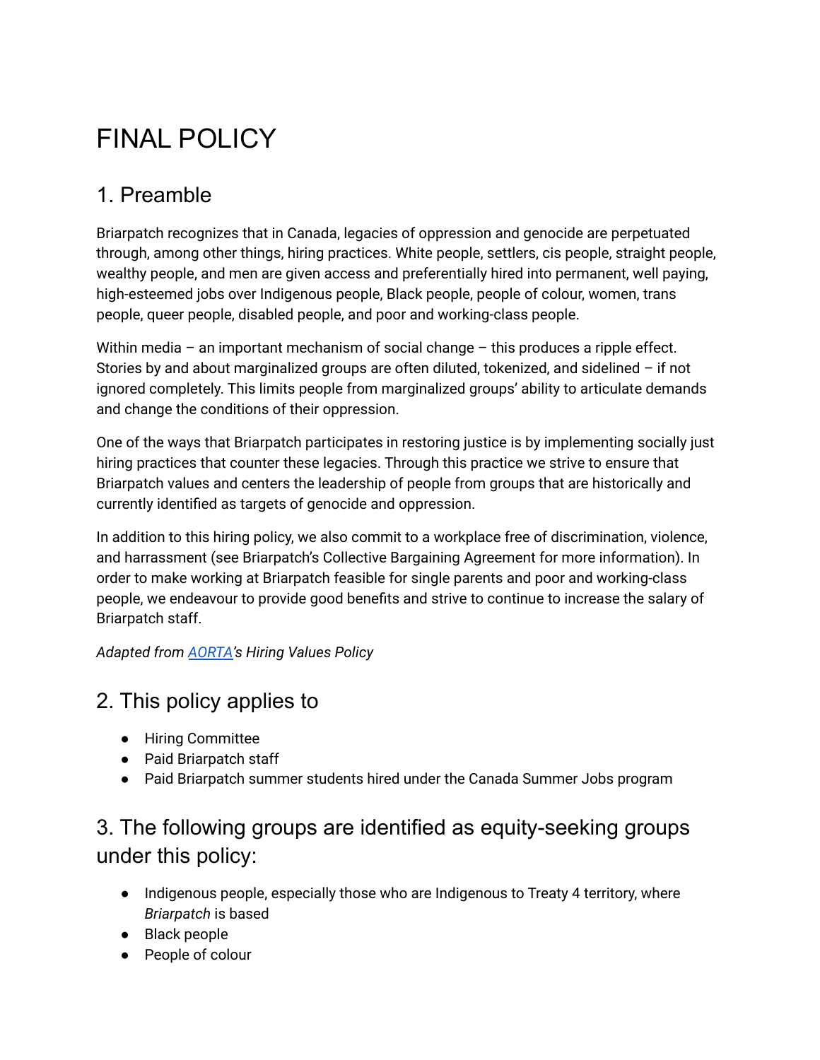# FINAL POLICY

## 1. Preamble

Briarpatch recognizes that in Canada, legacies of oppression and genocide are perpetuated through, among other things, hiring practices. White people, settlers, cis people, straight people, wealthy people, and men are given access and preferentially hired into permanent, well paying, high-esteemed jobs over Indigenous people, Black people, people of colour, women, trans people, queer people, disabled people, and poor and working-class people.

Within media – an important mechanism of social change – this produces a ripple effect. Stories by and about marginalized groups are often diluted, tokenized, and sidelined – if not ignored completely. This limits people from marginalized groups' ability to articulate demands and change the conditions of their oppression.

One of the ways that Briarpatch participates in restoring justice is by implementing socially just hiring practices that counter these legacies. Through this practice we strive to ensure that Briarpatch values and centers the leadership of people from groups that are historically and currently identified as targets of genocide and oppression.

In addition to this hiring policy, we also commit to a workplace free of discrimination, violence, and harrassment (see Briarpatch's Collective Bargaining Agreement for more information). In order to make working at Briarpatch feasible for single parents and poor and working-class people, we endeavour to provide good benefits and strive to continue to increase the salary of Briarpatch staff.

*Adapted from [AORTA](AORTA)'s Hiring Values Policy*

## 2. This policy applies to

- Hiring Committee
- Paid Briarpatch staff
- Paid Briarpatch summer students hired under the Canada Summer Jobs program

## 3. The following groups are identified as equity-seeking groups under this policy:

- Indigenous people, especially those who are Indigenous to Treaty 4 territory, where *Briarpatch* is based
- Black people
- People of colour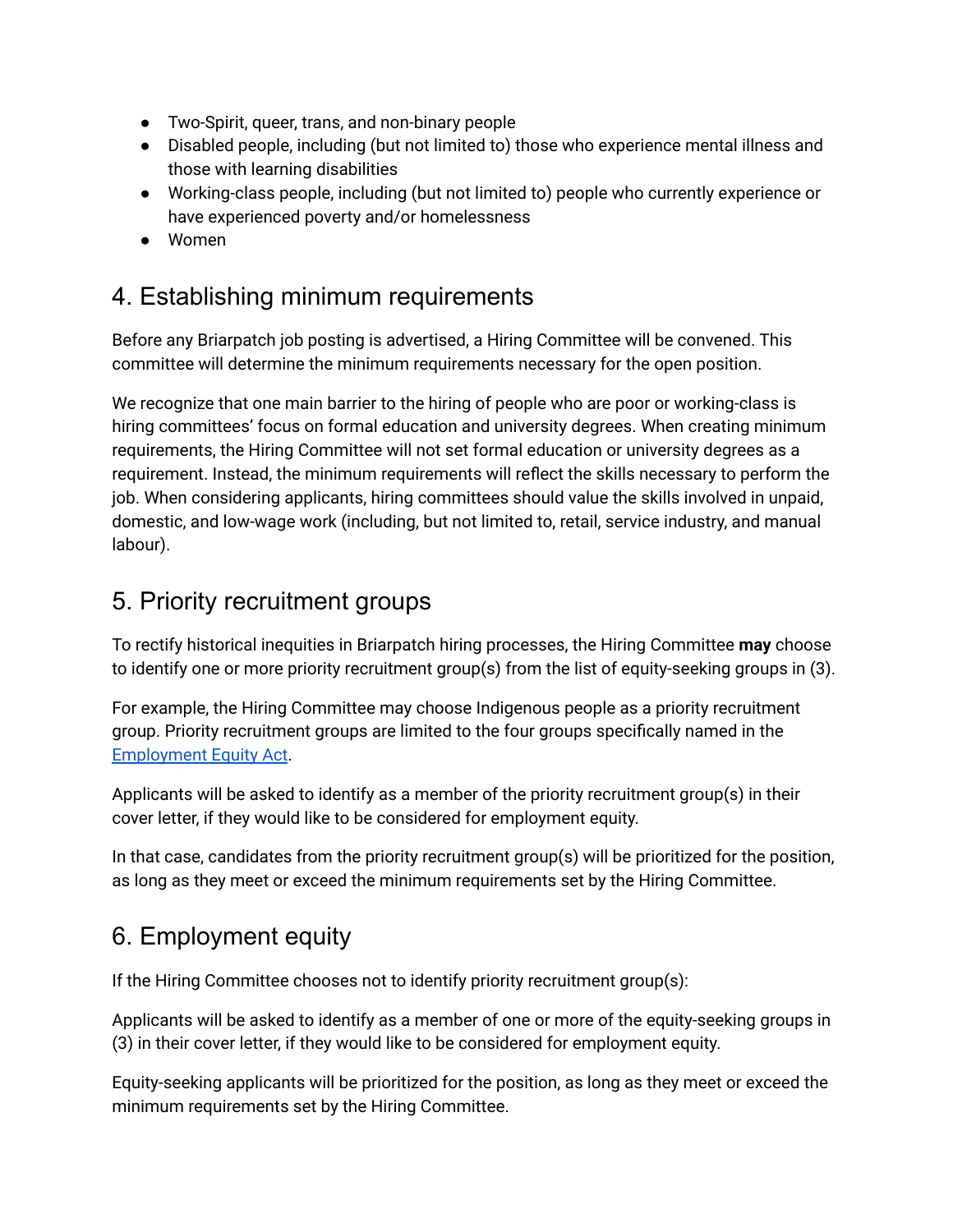- Two-Spirit, queer, trans, and non-binary people
- Disabled people, including (but not limited to) those who experience mental illness and those with learning disabilities
- Working-class people, including (but not limited to) people who currently experience or have experienced poverty and/or homelessness
- Women

## 4. Establishing minimum requirements

Before any Briarpatch job posting is advertised, a Hiring Committee will be convened. This committee will determine the minimum requirements necessary for the open position.

We recognize that one main barrier to the hiring of people who are poor or working-class is hiring committees' focus on formal education and university degrees. When creating minimum requirements, the Hiring Committee will not set formal education or university degrees as a requirement. Instead, the minimum requirements will reflect the skills necessary to perform the job. When considering applicants, hiring committees should value the skills involved in unpaid, domestic, and low-wage work (including, but not limited to, retail, service industry, and manual labour).

## 5. Priority recruitment groups

To rectify historical inequities in Briarpatch hiring processes, the Hiring Committee **may** choose to identify one or more priority recruitment group(s) from the list of equity-seeking groups in (3).

For example, the Hiring Committee may choose Indigenous people as a priority recruitment group. Priority recruitment groups are limited to the four groups specifically named in the Employment Equity Act.

Applicants will be asked to identify as a member of the priority recruitment group(s) in their cover letter, if they would like to be considered for employment equity.

In that case, candidates from the priority recruitment group(s) will be prioritized for the position, as long as they meet or exceed the minimum requirements set by the Hiring Committee.

## 6. Employment equity

If the Hiring Committee chooses not to identify priority recruitment group(s):

Applicants will be asked to identify as a member of one or more of the equity-seeking groups in (3) in their cover letter, if they would like to be considered for employment equity.

Equity-seeking applicants will be prioritized for the position, as long as they meet or exceed the minimum requirements set by the Hiring Committee.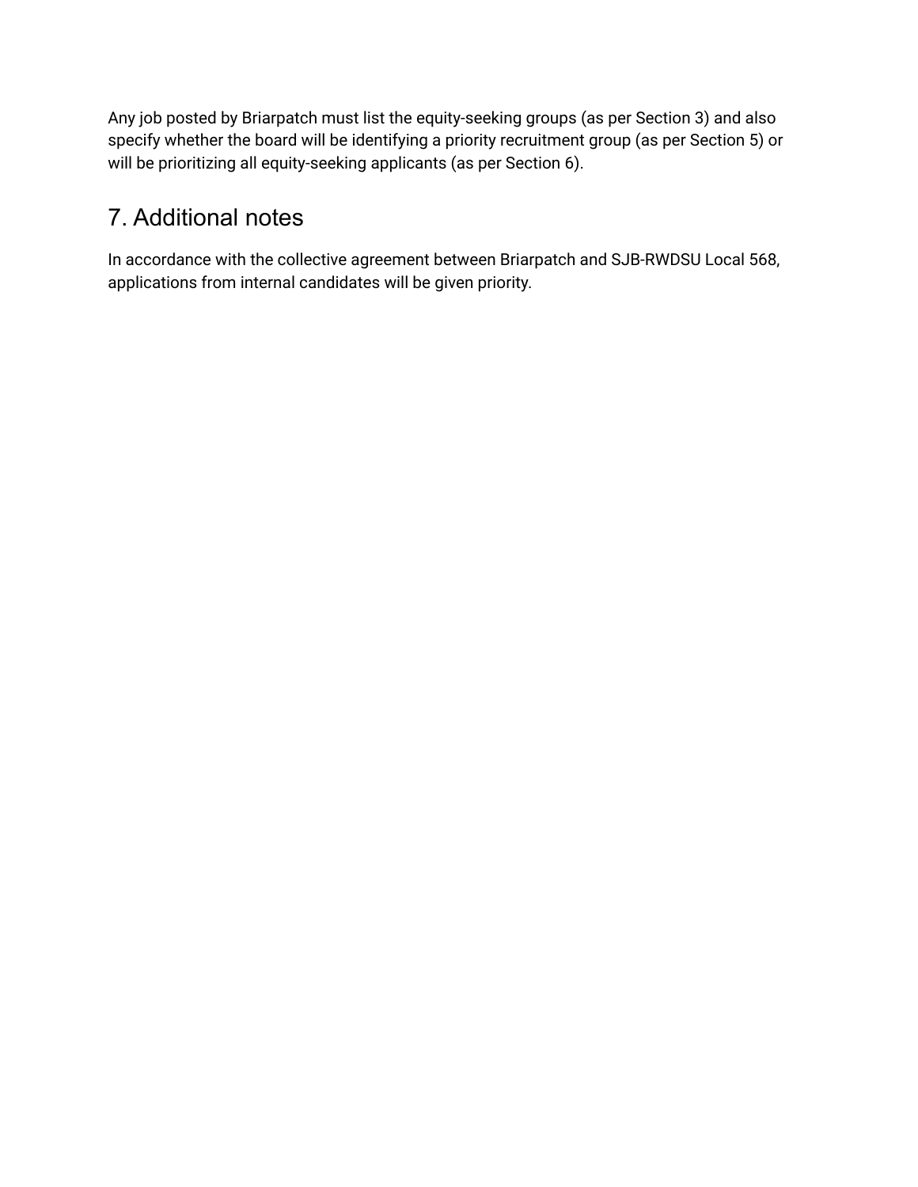Any job posted by Briarpatch must list the equity-seeking groups (as per Section 3) and also specify whether the board will be identifying a priority recruitment group (as per Section 5) or will be prioritizing all equity-seeking applicants (as per Section 6).

## 7. Additional notes

In accordance with the collective agreement between Briarpatch and SJB-RWDSU Local 568, applications from internal candidates will be given priority.